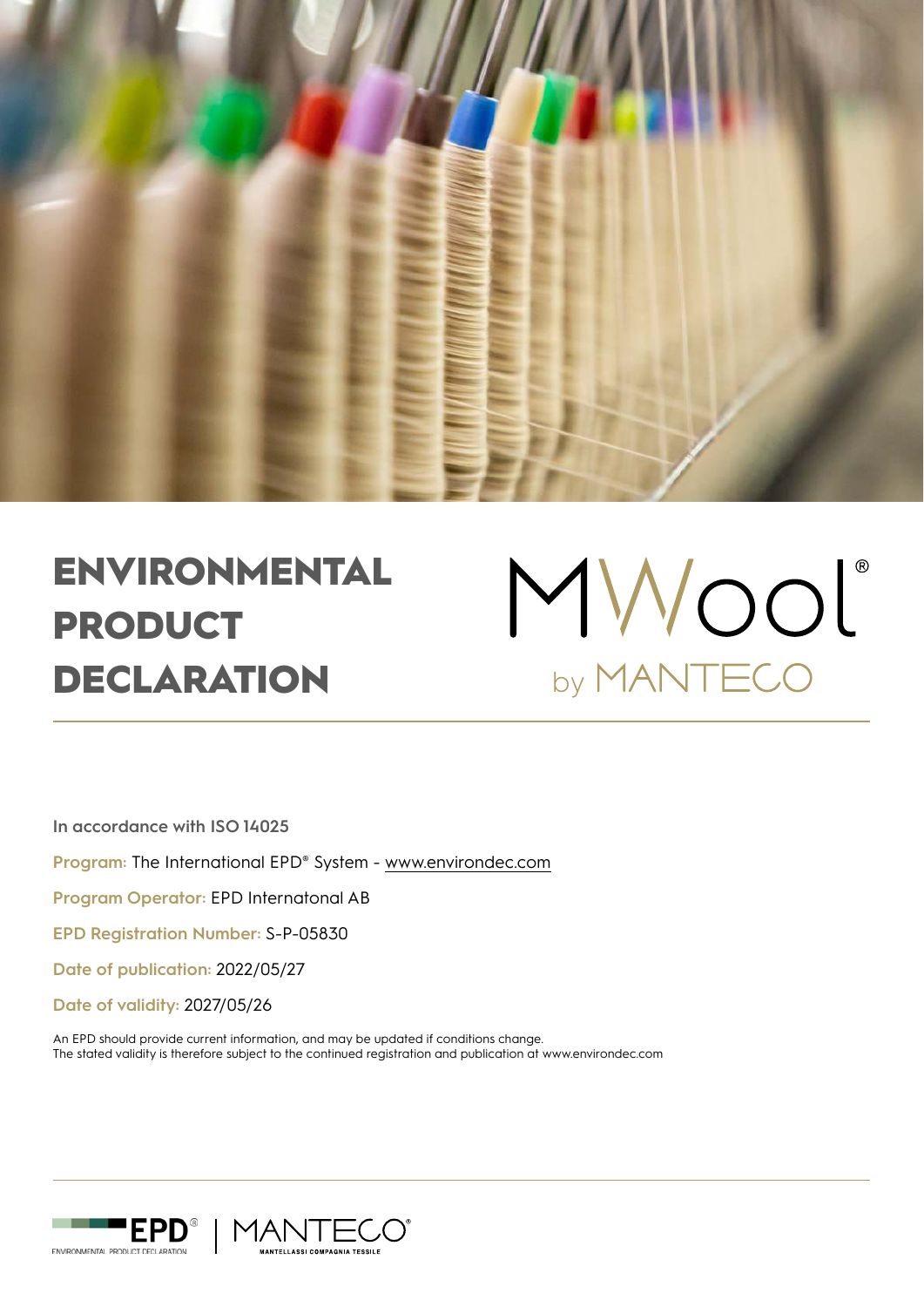# ENVIRONMENTAL PRODUCT DECLARATION

MWool®
by MANTECO

**In accordance with ISO 14025**

**Program:** The International EPD® System - www.environdec.com

**Program Operator:** EPD Internatonal AB

**EPD Registration Number:** S-P-05830

**Date of publication:** 2022/05/27

**Date of validity:** 2027/05/26

An EPD should provide current information, and may be updated if conditions change.
The stated validity is therefore subject to the continued registration and publication at www.environdec.com

EPD® ENVIRONMENTAL PRODUCT DECLARATION | MANTECO® MANTELLASSI COMPAGNIA TESSILE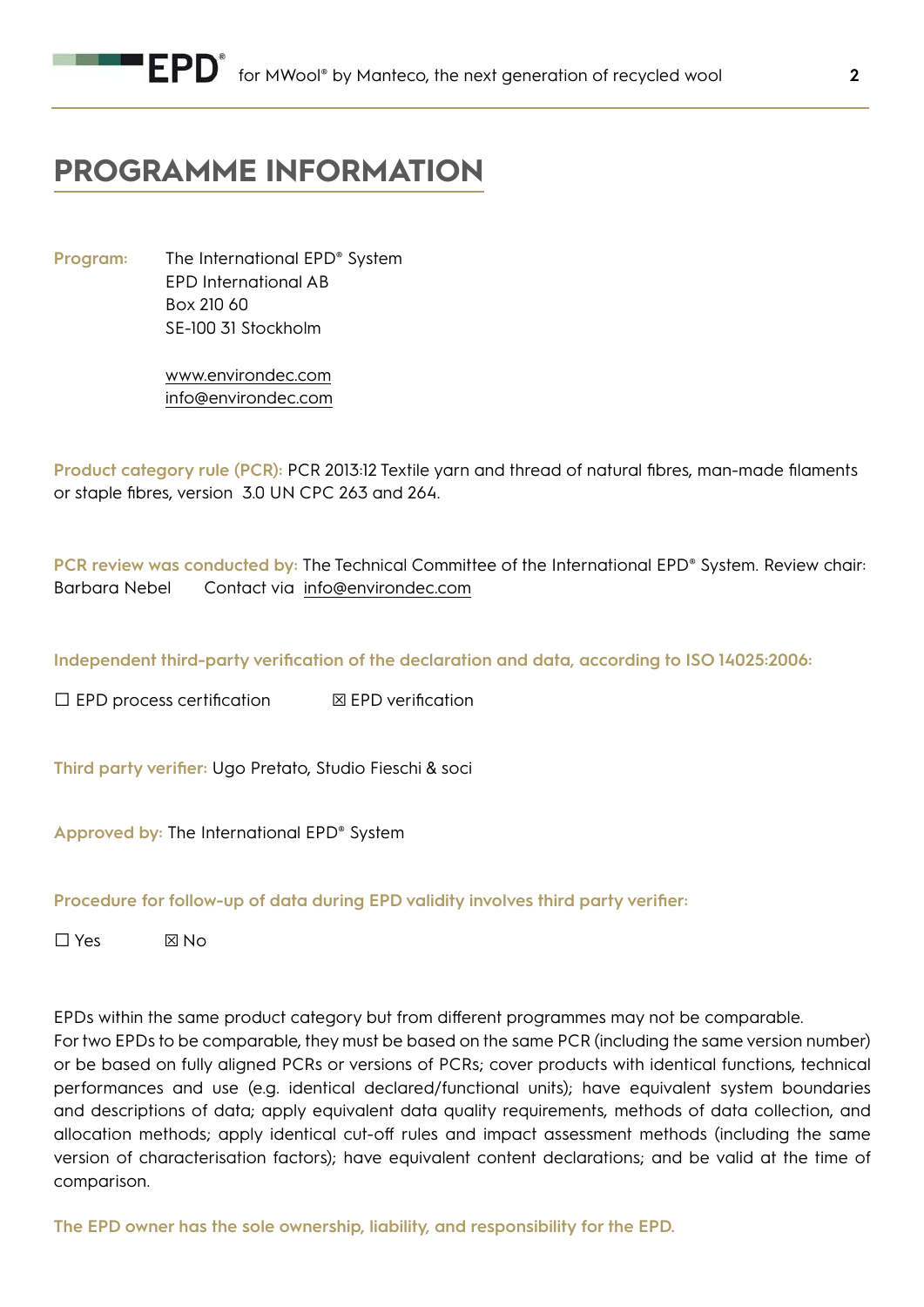# PROGRAMME INFORMATION

**Program:** The International EPD® System
EPD International AB
Box 210 60
SE-100 31 Stockholm

www.environdec.com
info@environdec.com

**Product category rule (PCR):** PCR 2013:12 Textile yarn and thread of natural fibres, man-made filaments or staple fibres, version 3.0 UN CPC 263 and 264.

**PCR review was conducted by:** The Technical Committee of the International EPD® System. Review chair: Barbara Nebel Contact via info@environdec.com

**Independent third-party verification of the declaration and data, according to ISO 14025:2006:**

☐ EPD process certification ☒ EPD verification

**Third party verifier:** Ugo Pretato, Studio Fieschi & soci

**Approved by:** The International EPD® System

**Procedure for follow-up of data during EPD validity involves third party verifier:**

☐ Yes ☒ No

EPDs within the same product category but from different programmes may not be comparable.
For two EPDs to be comparable, they must be based on the same PCR (including the same version number) or be based on fully aligned PCRs or versions of PCRs; cover products with identical functions, technical performances and use (e.g. identical declared/functional units); have equivalent system boundaries and descriptions of data; apply equivalent data quality requirements, methods of data collection, and allocation methods; apply identical cut-off rules and impact assessment methods (including the same version of characterisation factors); have equivalent content declarations; and be valid at the time of comparison.

**The EPD owner has the sole ownership, liability, and responsibility for the EPD.**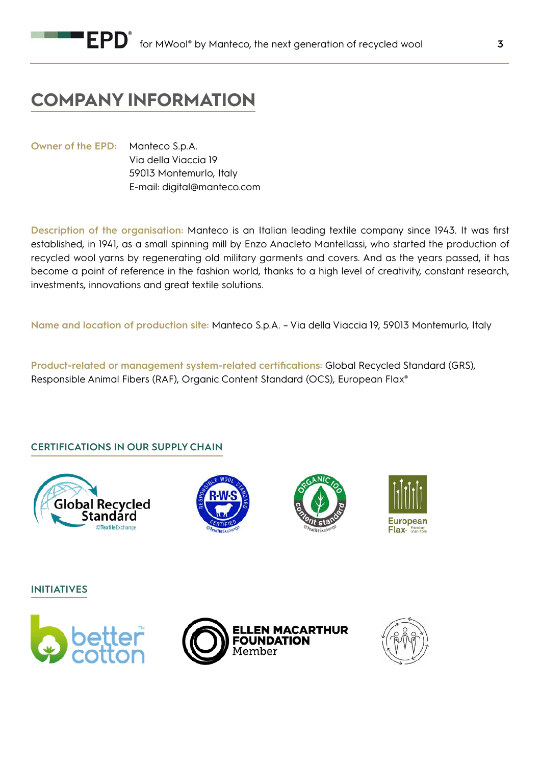# COMPANY INFORMATION

**Owner of the EPD:** Manteco S.p.A.
Via della Viaccia 19
59013 Montemurlo, Italy
E-mail: digital@manteco.com

**Description of the organisation:** Manteco is an Italian leading textile company since 1943. It was first established, in 1941, as a small spinning mill by Enzo Anacleto Mantellassi, who started the production of recycled wool yarns by regenerating old military garments and covers. And as the years passed, it has become a point of reference in the fashion world, thanks to a high level of creativity, constant research, investments, innovations and great textile solutions.

**Name and location of production site:** Manteco S.p.A. – Via della Viaccia 19, 59013 Montemurlo, Italy

**Product-related or management system-related certifications:** Global Recycled Standard (GRS), Responsible Animal Fibers (RAF), Organic Content Standard (OCS), European Flax®

## CERTIFICATIONS IN OUR SUPPLY CHAIN

Global Recycled Standard ©TextileExchange

Responsible Wool Standard R·W·S Certified ©TextileExchange

Organic 100 Content Standard ©TextileExchange

European Flax® Premium linen fibre

## INITIATIVES

better cotton™

ELLEN MACARTHUR FOUNDATION Member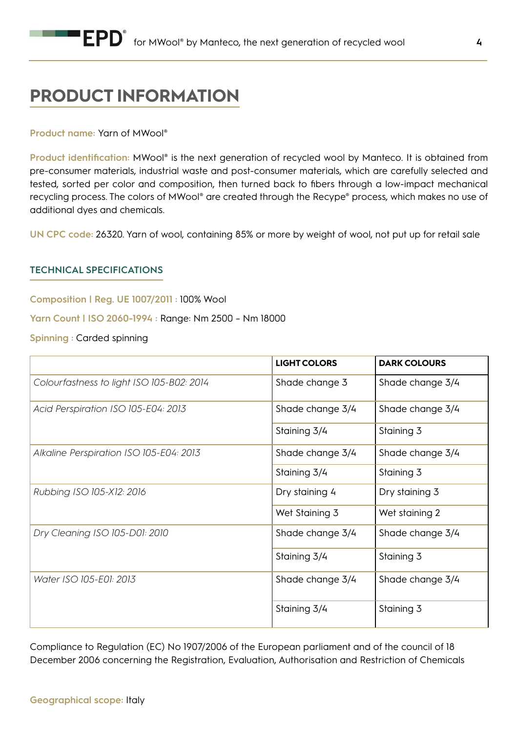# PRODUCT INFORMATION

**Product name:** Yarn of MWool®

**Product identification:** MWool® is the next generation of recycled wool by Manteco. It is obtained from pre-consumer materials, industrial waste and post-consumer materials, which are carefully selected and tested, sorted per color and composition, then turned back to fibers through a low-impact mechanical recycling process. The colors of MWool® are created through the Recype® process, which makes no use of additional dyes and chemicals.

**UN CPC code:** 26320. Yarn of wool, containing 85% or more by weight of wool, not put up for retail sale

## TECHNICAL SPECIFICATIONS

**Composition | Reg. UE 1007/2011 :** 100% Wool

**Yarn Count | ISO 2060-1994 :** Range: Nm 2500 – Nm 18000

**Spinning :** Carded spinning

| | LIGHT COLORS | DARK COLOURS |
|---|---|---|
| *Colourfastness to light ISO 105-B02: 2014* | Shade change 3 | Shade change 3/4 |
| *Acid Perspiration ISO 105-E04: 2013* | Shade change 3/4 | Shade change 3/4 |
| | Staining 3/4 | Staining 3 |
| *Alkaline Perspiration ISO 105-E04: 2013* | Shade change 3/4 | Shade change 3/4 |
| | Staining 3/4 | Staining 3 |
| *Rubbing ISO 105-X12: 2016* | Dry staining 4 | Dry staining 3 |
| | Wet Staining 3 | Wet staining 2 |
| *Dry Cleaning ISO 105-D01: 2010* | Shade change 3/4 | Shade change 3/4 |
| | Staining 3/4 | Staining 3 |
| *Water ISO 105-E01: 2013* | Shade change 3/4 | Shade change 3/4 |
| | Staining 3/4 | Staining 3 |

Compliance to Regulation (EC) No 1907/2006 of the European parliament and of the council of 18 December 2006 concerning the Registration, Evaluation, Authorisation and Restriction of Chemicals

**Geographical scope:** Italy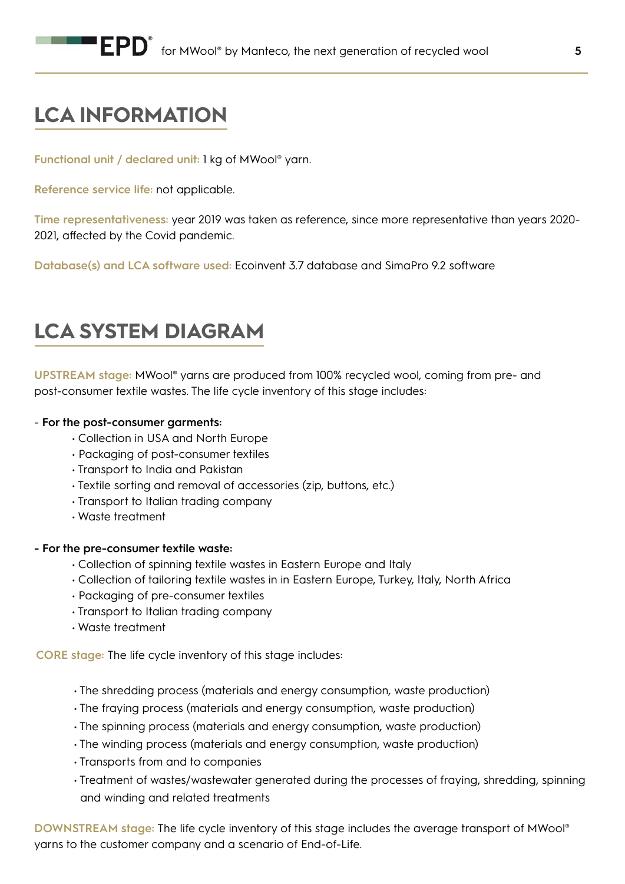## LCA INFORMATION

**Functional unit / declared unit:** 1 kg of MWool® yarn.

**Reference service life:** not applicable.

**Time representativeness:** year 2019 was taken as reference, since more representative than years 2020-2021, affected by the Covid pandemic.

**Database(s) and LCA software used:** Ecoinvent 3.7 database and SimaPro 9.2 software

## LCA SYSTEM DIAGRAM

**UPSTREAM stage:** MWool® yarns are produced from 100% recycled wool, coming from pre- and post-consumer textile wastes. The life cycle inventory of this stage includes:

- **For the post-consumer garments:**
  - Collection in USA and North Europe
  - Packaging of post-consumer textiles
  - Transport to India and Pakistan
  - Textile sorting and removal of accessories (zip, buttons, etc.)
  - Transport to Italian trading company
  - Waste treatment

- **For the pre-consumer textile waste:**
  - Collection of spinning textile wastes in Eastern Europe and Italy
  - Collection of tailoring textile wastes in in Eastern Europe, Turkey, Italy, North Africa
  - Packaging of pre-consumer textiles
  - Transport to Italian trading company
  - Waste treatment

**CORE stage:** The life cycle inventory of this stage includes:

- The shredding process (materials and energy consumption, waste production)
- The fraying process (materials and energy consumption, waste production)
- The spinning process (materials and energy consumption, waste production)
- The winding process (materials and energy consumption, waste production)
- Transports from and to companies
- Treatment of wastes/wastewater generated during the processes of fraying, shredding, spinning and winding and related treatments

**DOWNSTREAM stage:** The life cycle inventory of this stage includes the average transport of MWool® yarns to the customer company and a scenario of End-of-Life.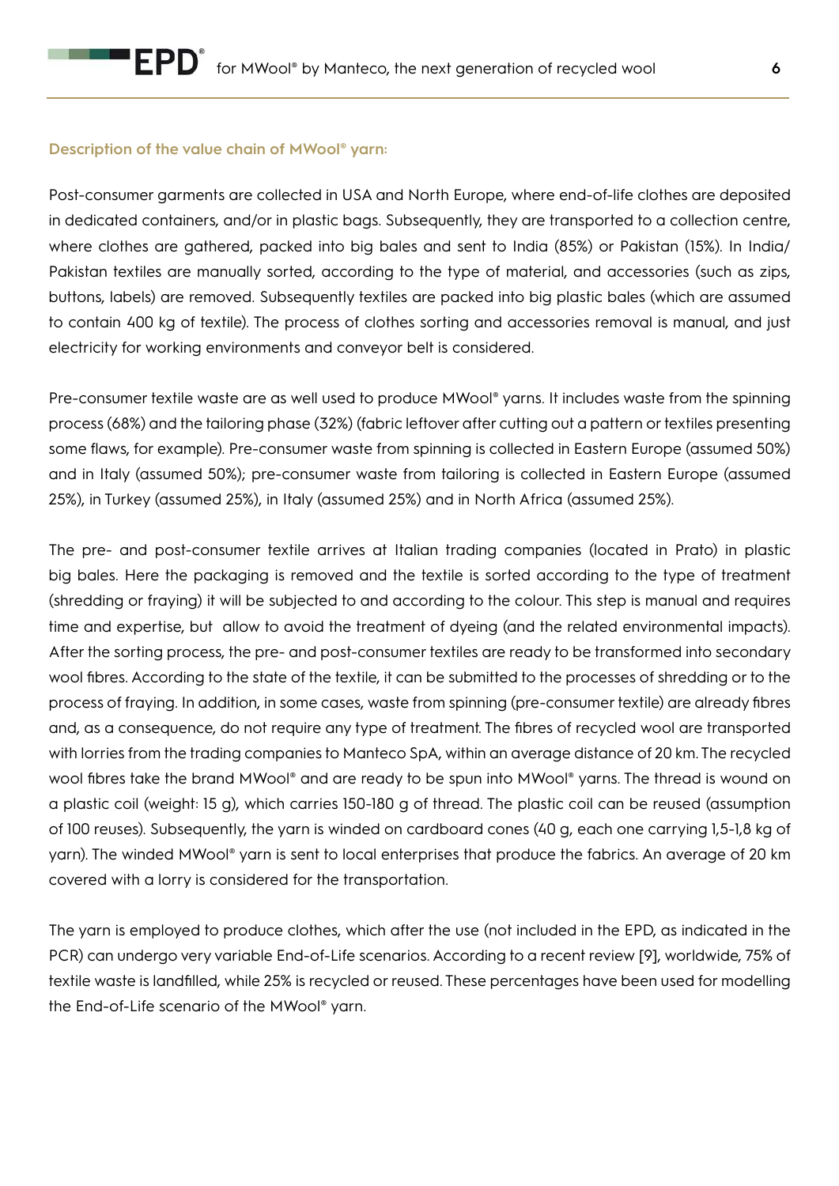### Description of the value chain of MWool® yarn:

Post-consumer garments are collected in USA and North Europe, where end-of-life clothes are deposited in dedicated containers, and/or in plastic bags. Subsequently, they are transported to a collection centre, where clothes are gathered, packed into big bales and sent to India (85%) or Pakistan (15%). In India/ Pakistan textiles are manually sorted, according to the type of material, and accessories (such as zips, buttons, labels) are removed. Subsequently textiles are packed into big plastic bales (which are assumed to contain 400 kg of textile). The process of clothes sorting and accessories removal is manual, and just electricity for working environments and conveyor belt is considered.

Pre-consumer textile waste are as well used to produce MWool® yarns. It includes waste from the spinning process (68%) and the tailoring phase (32%) (fabric leftover after cutting out a pattern or textiles presenting some flaws, for example). Pre-consumer waste from spinning is collected in Eastern Europe (assumed 50%) and in Italy (assumed 50%); pre-consumer waste from tailoring is collected in Eastern Europe (assumed 25%), in Turkey (assumed 25%), in Italy (assumed 25%) and in North Africa (assumed 25%).

The pre- and post-consumer textile arrives at Italian trading companies (located in Prato) in plastic big bales. Here the packaging is removed and the textile is sorted according to the type of treatment (shredding or fraying) it will be subjected to and according to the colour. This step is manual and requires time and expertise, but allow to avoid the treatment of dyeing (and the related environmental impacts). After the sorting process, the pre- and post-consumer textiles are ready to be transformed into secondary wool fibres. According to the state of the textile, it can be submitted to the processes of shredding or to the process of fraying. In addition, in some cases, waste from spinning (pre-consumer textile) are already fibres and, as a consequence, do not require any type of treatment. The fibres of recycled wool are transported with lorries from the trading companies to Manteco SpA, within an average distance of 20 km. The recycled wool fibres take the brand MWool® and are ready to be spun into MWool® yarns. The thread is wound on a plastic coil (weight: 15 g), which carries 150-180 g of thread. The plastic coil can be reused (assumption of 100 reuses). Subsequently, the yarn is winded on cardboard cones (40 g, each one carrying 1,5-1,8 kg of yarn). The winded MWool® yarn is sent to local enterprises that produce the fabrics. An average of 20 km covered with a lorry is considered for the transportation.

The yarn is employed to produce clothes, which after the use (not included in the EPD, as indicated in the PCR) can undergo very variable End-of-Life scenarios. According to a recent review [9], worldwide, 75% of textile waste is landfilled, while 25% is recycled or reused. These percentages have been used for modelling the End-of-Life scenario of the MWool® yarn.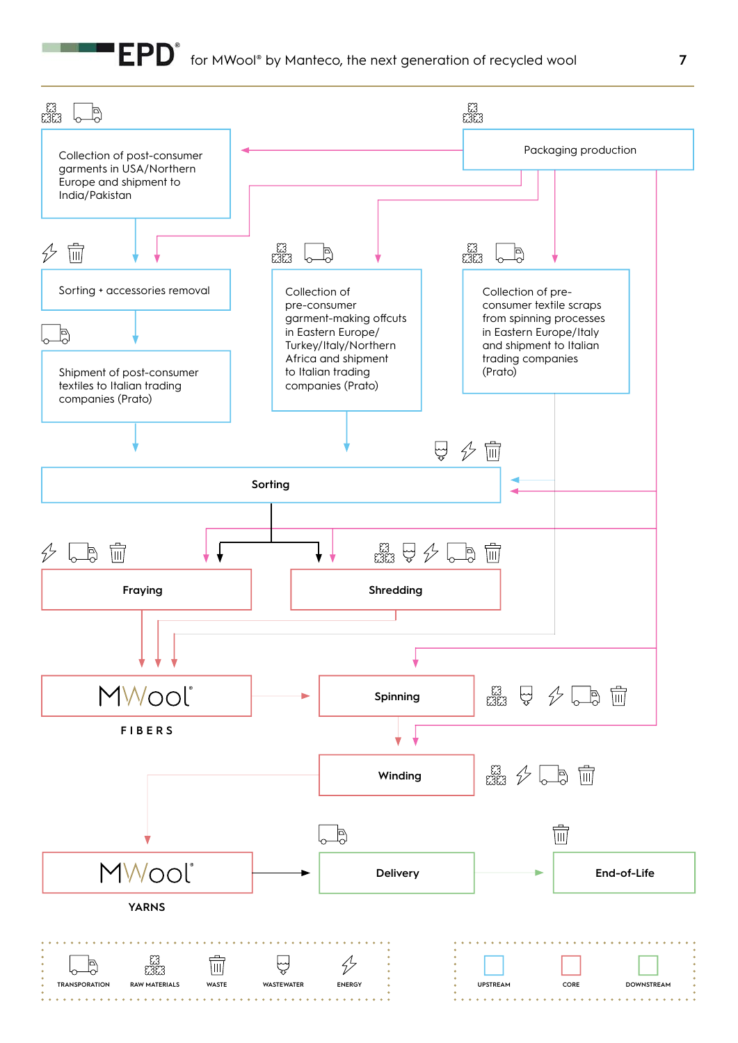Collection of post-consumer garments in USA/Northern Europe and shipment to India/Pakistan

Packaging production

Sorting + accessories removal

Collection of pre-consumer garment-making offcuts in Eastern Europe/ Turkey/Italy/Northern Africa and shipment to Italian trading companies (Prato)

Collection of pre-consumer textile scraps from spinning processes in Eastern Europe/Italy and shipment to Italian trading companies (Prato)

Shipment of post-consumer textiles to Italian trading companies (Prato)

**Sorting**

**Fraying**

**Shredding**

MWool®

FIBERS

**Spinning**

**Winding**

MWool®

YARNS

**Delivery**

**End-of-Life**

TRANSPORTATION | RAW MATERIALS | WASTE | WASTEWATER | ENERGY

UPSTREAM | CORE | DOWNSTREAM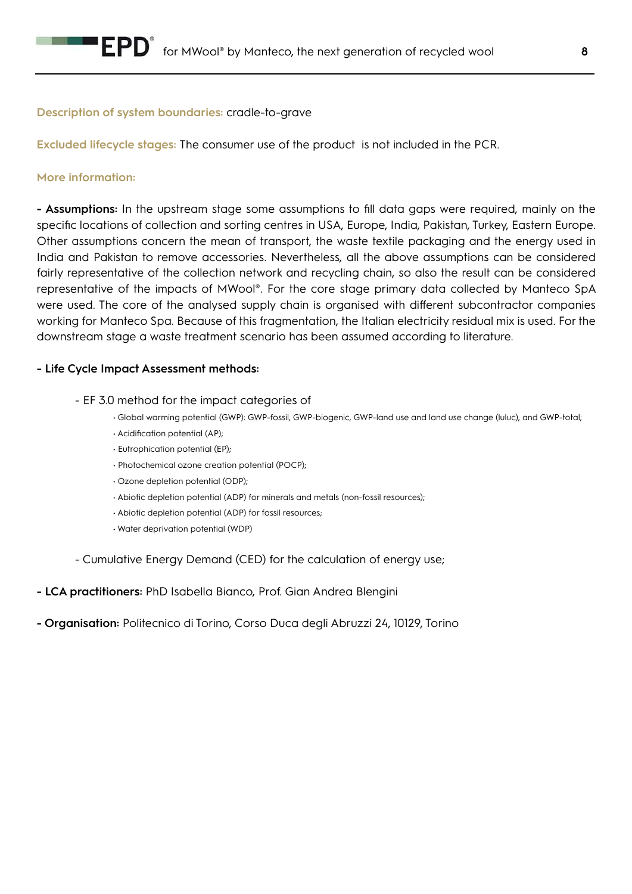**Description of system boundaries:** cradle-to-grave

**Excluded lifecycle stages:** The consumer use of the product is not included in the PCR.

**More information:**

**- Assumptions:** In the upstream stage some assumptions to fill data gaps were required, mainly on the specific locations of collection and sorting centres in USA, Europe, India, Pakistan, Turkey, Eastern Europe. Other assumptions concern the mean of transport, the waste textile packaging and the energy used in India and Pakistan to remove accessories. Nevertheless, all the above assumptions can be considered fairly representative of the collection network and recycling chain, so also the result can be considered representative of the impacts of MWool®. For the core stage primary data collected by Manteco SpA were used. The core of the analysed supply chain is organised with different subcontractor companies working for Manteco Spa. Because of this fragmentation, the Italian electricity residual mix is used. For the downstream stage a waste treatment scenario has been assumed according to literature.

**- Life Cycle Impact Assessment methods:**

- EF 3.0 method for the impact categories of
  - Global warming potential (GWP): GWP-fossil, GWP-biogenic, GWP-land use and land use change (luluc), and GWP-total;
  - Acidification potential (AP);
  - Eutrophication potential (EP);
  - Photochemical ozone creation potential (POCP);
  - Ozone depletion potential (ODP);
  - Abiotic depletion potential (ADP) for minerals and metals (non-fossil resources);
  - Abiotic depletion potential (ADP) for fossil resources;
  - Water deprivation potential (WDP)
- Cumulative Energy Demand (CED) for the calculation of energy use;

**- LCA practitioners:** PhD Isabella Bianco, Prof. Gian Andrea Blengini

**- Organisation:** Politecnico di Torino, Corso Duca degli Abruzzi 24, 10129, Torino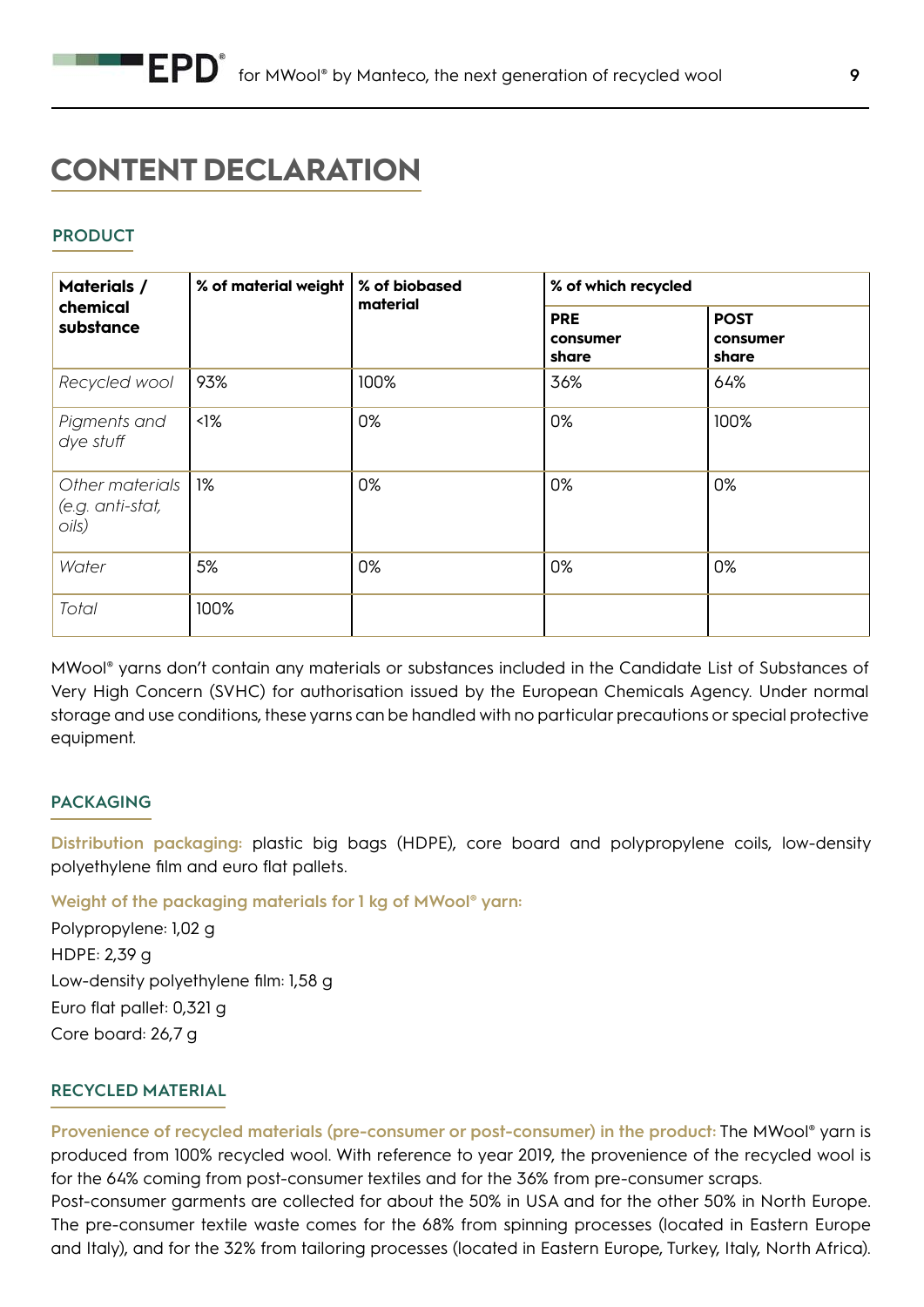# CONTENT DECLARATION

## PRODUCT

| Materials / chemical substance | % of material weight | % of biobased material | % of which recycled | |
|---|---|---|---|---|
| | | | **PRE consumer share** | **POST consumer share** |
| *Recycled wool* | 93% | 100% | 36% | 64% |
| *Pigments and dye stuff* | <1% | 0% | 0% | 100% |
| *Other materials (e.g. anti-stat, oils)* | 1% | 0% | 0% | 0% |
| *Water* | 5% | 0% | 0% | 0% |
| *Total* | 100% | | | |

MWool® yarns don't contain any materials or substances included in the Candidate List of Substances of Very High Concern (SVHC) for authorisation issued by the European Chemicals Agency. Under normal storage and use conditions, these yarns can be handled with no particular precautions or special protective equipment.

## PACKAGING

**Distribution packaging:** plastic big bags (HDPE), core board and polypropylene coils, low-density polyethylene film and euro flat pallets.

**Weight of the packaging materials for 1 kg of MWool® yarn:**

Polypropylene: 1,02 g
HDPE: 2,39 g
Low-density polyethylene film: 1,58 g
Euro flat pallet: 0,321 g
Core board: 26,7 g

## RECYCLED MATERIAL

**Provenience of recycled materials (pre-consumer or post-consumer) in the product:** The MWool® yarn is produced from 100% recycled wool. With reference to year 2019, the provenience of the recycled wool is for the 64% coming from post-consumer textiles and for the 36% from pre-consumer scraps.
Post-consumer garments are collected for about the 50% in USA and for the other 50% in North Europe. The pre-consumer textile waste comes for the 68% from spinning processes (located in Eastern Europe and Italy), and for the 32% from tailoring processes (located in Eastern Europe, Turkey, Italy, North Africa).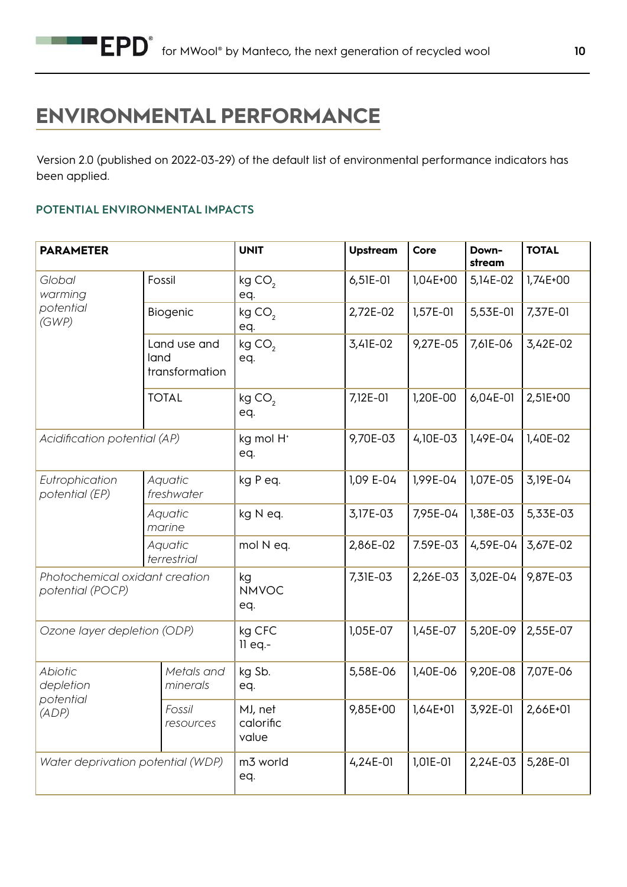# ENVIRONMENTAL PERFORMANCE

Version 2.0 (published on 2022-03-29) of the default list of environmental performance indicators has been applied.

### POTENTIAL ENVIRONMENTAL IMPACTS

| PARAMETER | | UNIT | Upstream | Core | Down-stream | TOTAL |
|---|---|---|---|---|---|---|
| *Global warming potential (GWP)* | Fossil | kg $CO_2$ eq. | 6,51E-01 | 1,04E+00 | 5,14E-02 | 1,74E+00 |
| | Biogenic | kg $CO_2$ eq. | 2,72E-02 | 1,57E-01 | 5,53E-01 | 7,37E-01 |
| | Land use and land transformation | kg $CO_2$ eq. | 3,41E-02 | 9,27E-05 | 7,61E-06 | 3,42E-02 |
| | TOTAL | kg $CO_2$ eq. | 7,12E-01 | 1,20E-00 | 6,04E-01 | 2,51E+00 |
| *Acidification potential (AP)* | | kg mol $H^+$ eq. | 9,70E-03 | 4,10E-03 | 1,49E-04 | 1,40E-02 |
| *Eutrophication potential (EP)* | *Aquatic freshwater* | kg P eq. | 1,09 E-04 | 1,99E-04 | 1,07E-05 | 3,19E-04 |
| | *Aquatic marine* | kg N eq. | 3,17E-03 | 7,95E-04 | 1,38E-03 | 5,33E-03 |
| | *Aquatic terrestrial* | mol N eq. | 2,86E-02 | 7.59E-03 | 4,59E-04 | 3,67E-02 |
| *Photochemical oxidant creation potential (POCP)* | | kg NMVOC eq. | 7,31E-03 | 2,26E-03 | 3,02E-04 | 9,87E-03 |
| *Ozone layer depletion (ODP)* | | kg CFC 11 eq.- | 1,05E-07 | 1,45E-07 | 5,20E-09 | 2,55E-07 |
| *Abiotic depletion potential (ADP)* | *Metals and minerals* | kg Sb. eq. | 5,58E-06 | 1,40E-06 | 9,20E-08 | 7,07E-06 |
| | *Fossil resources* | MJ, net calorific value | 9,85E+00 | 1,64E+01 | 3,92E-01 | 2,66E+01 |
| *Water deprivation potential (WDP)* | | m3 world eq. | 4,24E-01 | 1,01E-01 | 2,24E-03 | 5,28E-01 |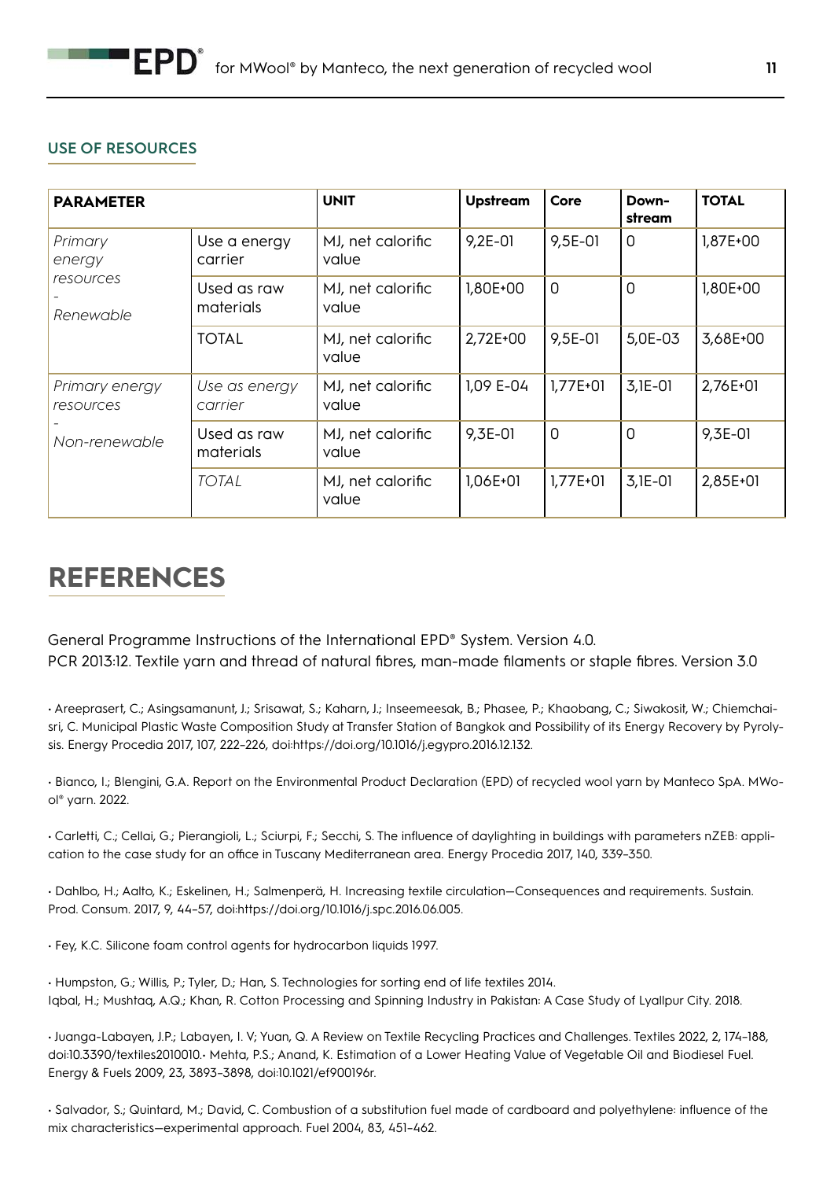## USE OF RESOURCES

| PARAMETER | | UNIT | Upstream | Core | Down-stream | TOTAL |
|---|---|---|---|---|---|---|
| *Primary energy resources - Renewable* | Use a energy carrier | MJ, net calorific value | 9,2E-01 | 9,5E-01 | 0 | 1,87E+00 |
| | Used as raw materials | MJ, net calorific value | 1,80E+00 | 0 | 0 | 1,80E+00 |
| | TOTAL | MJ, net calorific value | 2,72E+00 | 9,5E-01 | 5,0E-03 | 3,68E+00 |
| *Primary energy resources - Non-renewable* | *Use as energy carrier* | MJ, net calorific value | 1,09 E-04 | 1,77E+01 | 3,1E-01 | 2,76E+01 |
| | Used as raw materials | MJ, net calorific value | 9,3E-01 | 0 | 0 | 9,3E-01 |
| | *TOTAL* | MJ, net calorific value | 1,06E+01 | 1,77E+01 | 3,1E-01 | 2,85E+01 |

# REFERENCES

General Programme Instructions of the International EPD® System. Version 4.0.
PCR 2013:12. Textile yarn and thread of natural fibres, man-made filaments or staple fibres. Version 3.0

• Areeprasert, C.; Asingsamanunt, J.; Srisawat, S.; Kaharn, J.; Inseemeesak, B.; Phasee, P.; Khaobang, C.; Siwakosit, W.; Chiemchaisri, C. Municipal Plastic Waste Composition Study at Transfer Station of Bangkok and Possibility of its Energy Recovery by Pyrolysis. Energy Procedia 2017, 107, 222–226, doi:https://doi.org/10.1016/j.egypro.2016.12.132.

• Bianco, I.; Blengini, G.A. Report on the Environmental Product Declaration (EPD) of recycled wool yarn by Manteco SpA. MWool® yarn. 2022.

• Carletti, C.; Cellai, G.; Pierangioli, L.; Sciurpi, F.; Secchi, S. The influence of daylighting in buildings with parameters nZEB: application to the case study for an office in Tuscany Mediterranean area. Energy Procedia 2017, 140, 339–350.

• Dahlbo, H.; Aalto, K.; Eskelinen, H.; Salmenperä, H. Increasing textile circulation—Consequences and requirements. Sustain. Prod. Consum. 2017, 9, 44–57, doi:https://doi.org/10.1016/j.spc.2016.06.005.

• Fey, K.C. Silicone foam control agents for hydrocarbon liquids 1997.

• Humpston, G.; Willis, P.; Tyler, D.; Han, S. Technologies for sorting end of life textiles 2014.
Iqbal, H.; Mushtaq, A.Q.; Khan, R. Cotton Processing and Spinning Industry in Pakistan: A Case Study of Lyallpur City. 2018.

• Juanga-Labayen, J.P.; Labayen, I. V; Yuan, Q. A Review on Textile Recycling Practices and Challenges. Textiles 2022, 2, 174–188, doi:10.3390/textiles2010010.• Mehta, P.S.; Anand, K. Estimation of a Lower Heating Value of Vegetable Oil and Biodiesel Fuel. Energy & Fuels 2009, 23, 3893–3898, doi:10.1021/ef900196r.

• Salvador, S.; Quintard, M.; David, C. Combustion of a substitution fuel made of cardboard and polyethylene: influence of the mix characteristics—experimental approach. Fuel 2004, 83, 451–462.